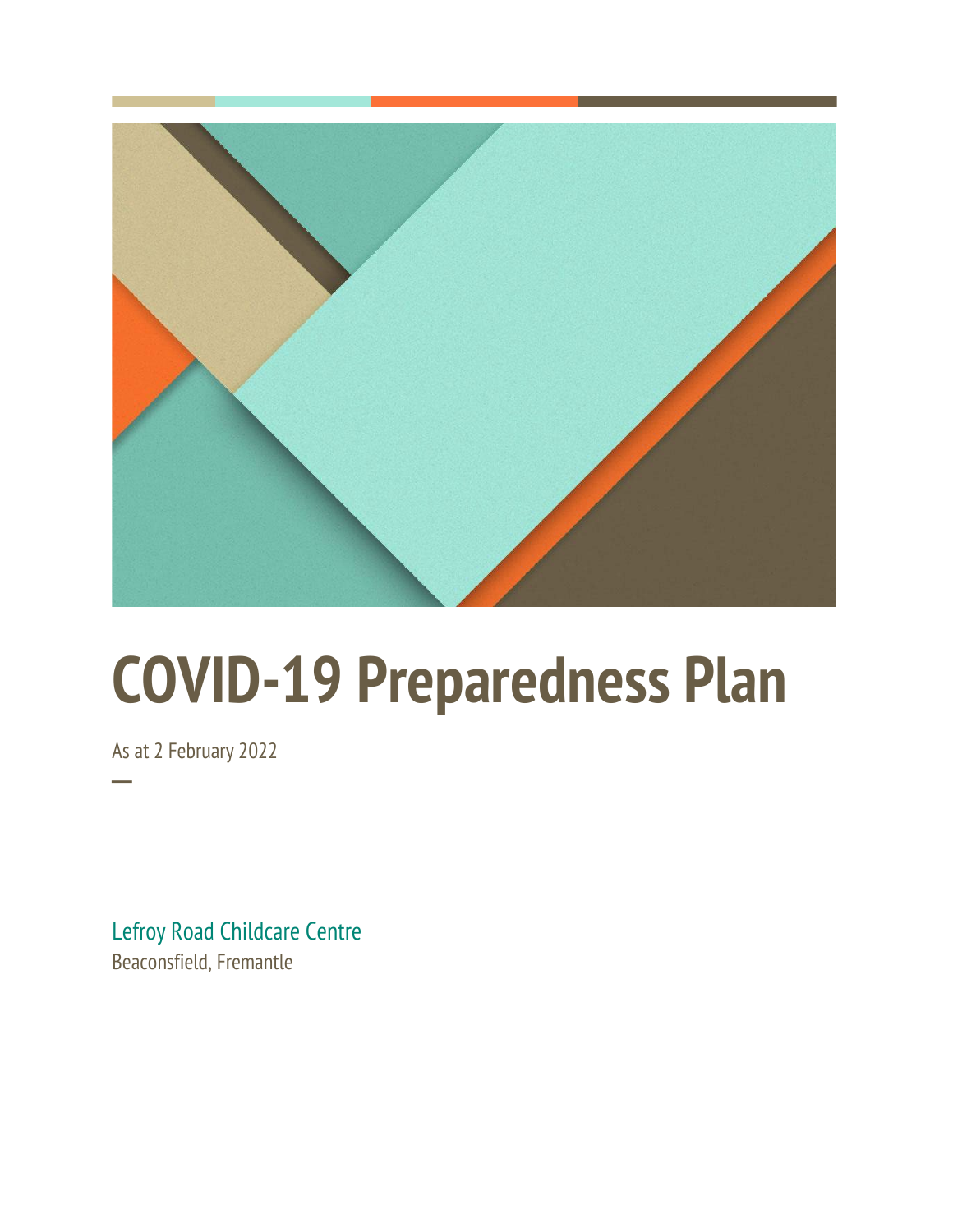# COVID-19 Preparedness Plan

As at 2 February 2022

—

Lefroy Road Childcare Centre

Beaconsfield, Fremantle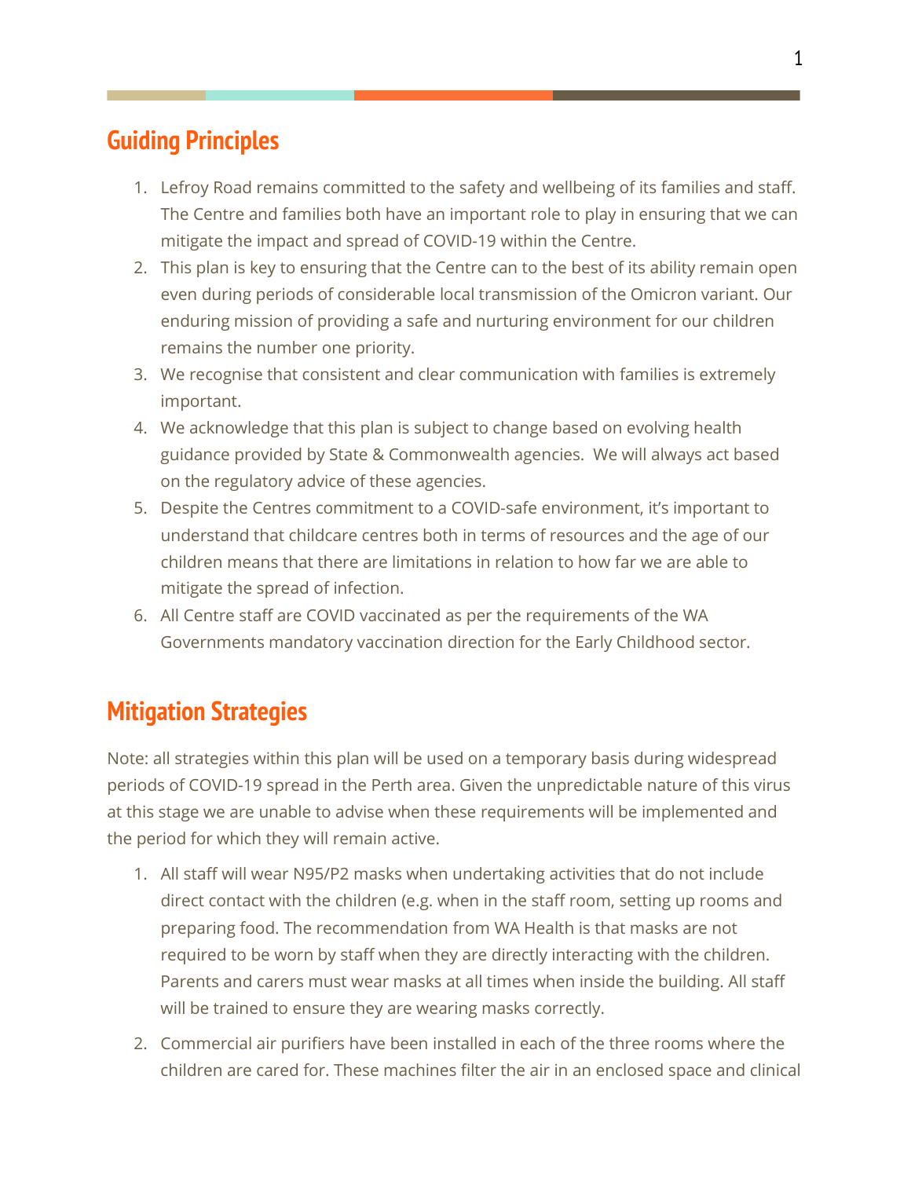## Guiding Principles

1. Lefroy Road remains committed to the safety and wellbeing of its families and staff. The Centre and families both have an important role to play in ensuring that we can mitigate the impact and spread of COVID-19 within the Centre.
2. This plan is key to ensuring that the Centre can to the best of its ability remain open even during periods of considerable local transmission of the Omicron variant. Our enduring mission of providing a safe and nurturing environment for our children remains the number one priority.
3. We recognise that consistent and clear communication with families is extremely important.
4. We acknowledge that this plan is subject to change based on evolving health guidance provided by State & Commonwealth agencies. We will always act based on the regulatory advice of these agencies.
5. Despite the Centres commitment to a COVID-safe environment, it's important to understand that childcare centres both in terms of resources and the age of our children means that there are limitations in relation to how far we are able to mitigate the spread of infection.
6. All Centre staff are COVID vaccinated as per the requirements of the WA Governments mandatory vaccination direction for the Early Childhood sector.

## Mitigation Strategies

Note: all strategies within this plan will be used on a temporary basis during widespread periods of COVID-19 spread in the Perth area. Given the unpredictable nature of this virus at this stage we are unable to advise when these requirements will be implemented and the period for which they will remain active.

1. All staff will wear N95/P2 masks when undertaking activities that do not include direct contact with the children (e.g. when in the staff room, setting up rooms and preparing food. The recommendation from WA Health is that masks are not required to be worn by staff when they are directly interacting with the children. Parents and carers must wear masks at all times when inside the building. All staff will be trained to ensure they are wearing masks correctly.

2. Commercial air purifiers have been installed in each of the three rooms where the children are cared for. These machines filter the air in an enclosed space and clinical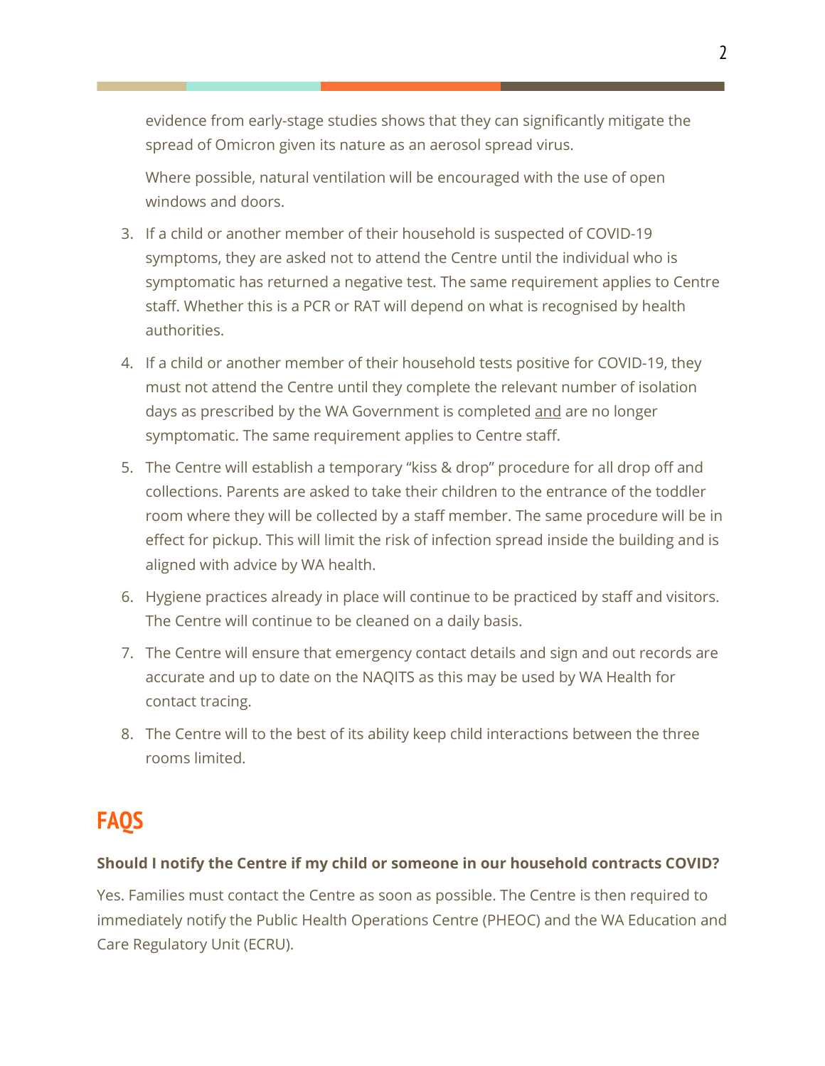evidence from early-stage studies shows that they can significantly mitigate the spread of Omicron given its nature as an aerosol spread virus.

Where possible, natural ventilation will be encouraged with the use of open windows and doors.

3. If a child or another member of their household is suspected of COVID-19 symptoms, they are asked not to attend the Centre until the individual who is symptomatic has returned a negative test. The same requirement applies to Centre staff. Whether this is a PCR or RAT will depend on what is recognised by health authorities.
4. If a child or another member of their household tests positive for COVID-19, they must not attend the Centre until they complete the relevant number of isolation days as prescribed by the WA Government is completed <u>and</u> are no longer symptomatic. The same requirement applies to Centre staff.
5. The Centre will establish a temporary "kiss & drop" procedure for all drop off and collections. Parents are asked to take their children to the entrance of the toddler room where they will be collected by a staff member. The same procedure will be in effect for pickup. This will limit the risk of infection spread inside the building and is aligned with advice by WA health.
6. Hygiene practices already in place will continue to be practiced by staff and visitors. The Centre will continue to be cleaned on a daily basis.
7. The Centre will ensure that emergency contact details and sign and out records are accurate and up to date on the NAQITS as this may be used by WA Health for contact tracing.
8. The Centre will to the best of its ability keep child interactions between the three rooms limited.

## FAQS

**Should I notify the Centre if my child or someone in our household contracts COVID?**

Yes. Families must contact the Centre as soon as possible. The Centre is then required to immediately notify the Public Health Operations Centre (PHEOC) and the WA Education and Care Regulatory Unit (ECRU).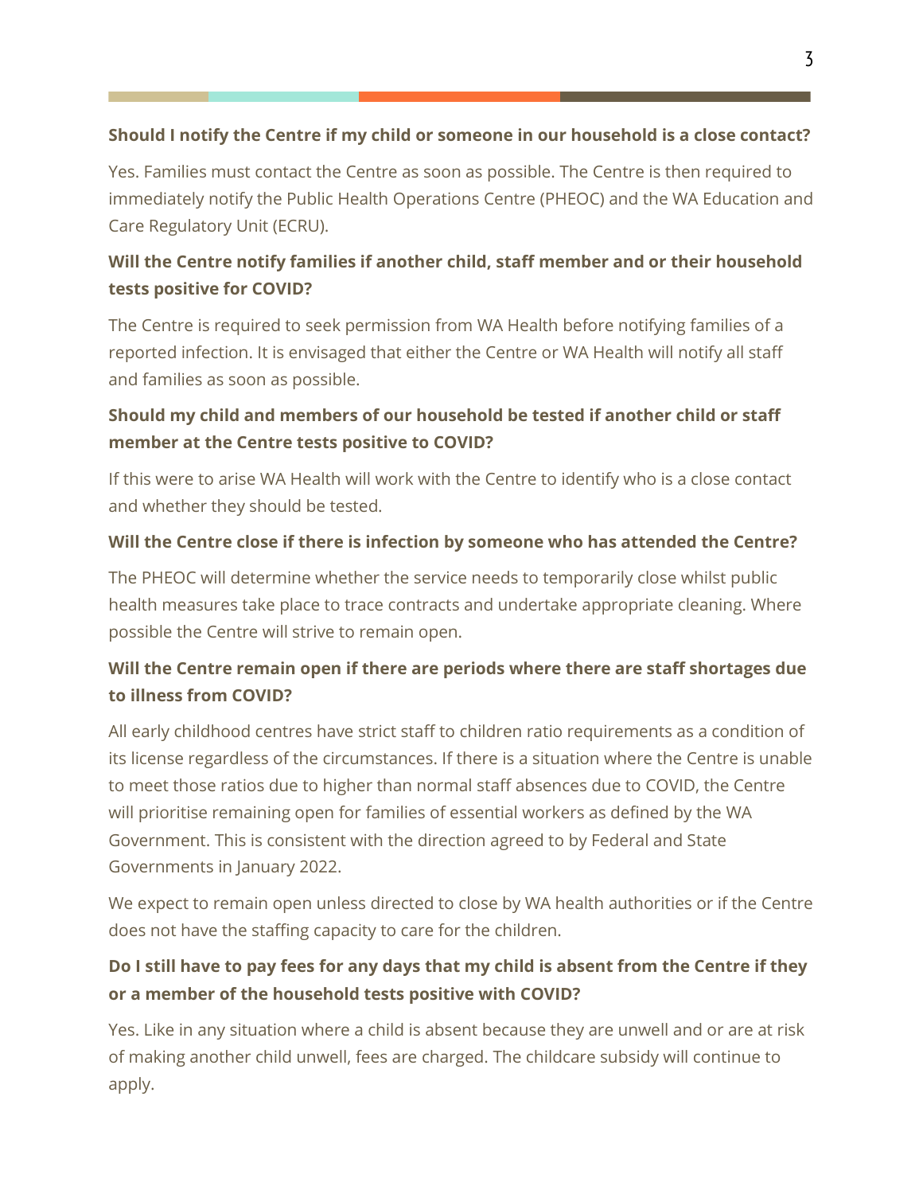**Should I notify the Centre if my child or someone in our household is a close contact?**

Yes. Families must contact the Centre as soon as possible. The Centre is then required to immediately notify the Public Health Operations Centre (PHEOC) and the WA Education and Care Regulatory Unit (ECRU).

**Will the Centre notify families if another child, staff member and or their household tests positive for COVID?**

The Centre is required to seek permission from WA Health before notifying families of a reported infection. It is envisaged that either the Centre or WA Health will notify all staff and families as soon as possible.

**Should my child and members of our household be tested if another child or staff member at the Centre tests positive to COVID?**

If this were to arise WA Health will work with the Centre to identify who is a close contact and whether they should be tested.

**Will the Centre close if there is infection by someone who has attended the Centre?**

The PHEOC will determine whether the service needs to temporarily close whilst public health measures take place to trace contracts and undertake appropriate cleaning. Where possible the Centre will strive to remain open.

**Will the Centre remain open if there are periods where there are staff shortages due to illness from COVID?**

All early childhood centres have strict staff to children ratio requirements as a condition of its license regardless of the circumstances. If there is a situation where the Centre is unable to meet those ratios due to higher than normal staff absences due to COVID, the Centre will prioritise remaining open for families of essential workers as defined by the WA Government. This is consistent with the direction agreed to by Federal and State Governments in January 2022.

We expect to remain open unless directed to close by WA health authorities or if the Centre does not have the staffing capacity to care for the children.

**Do I still have to pay fees for any days that my child is absent from the Centre if they or a member of the household tests positive with COVID?**

Yes. Like in any situation where a child is absent because they are unwell and or are at risk of making another child unwell, fees are charged. The childcare subsidy will continue to apply.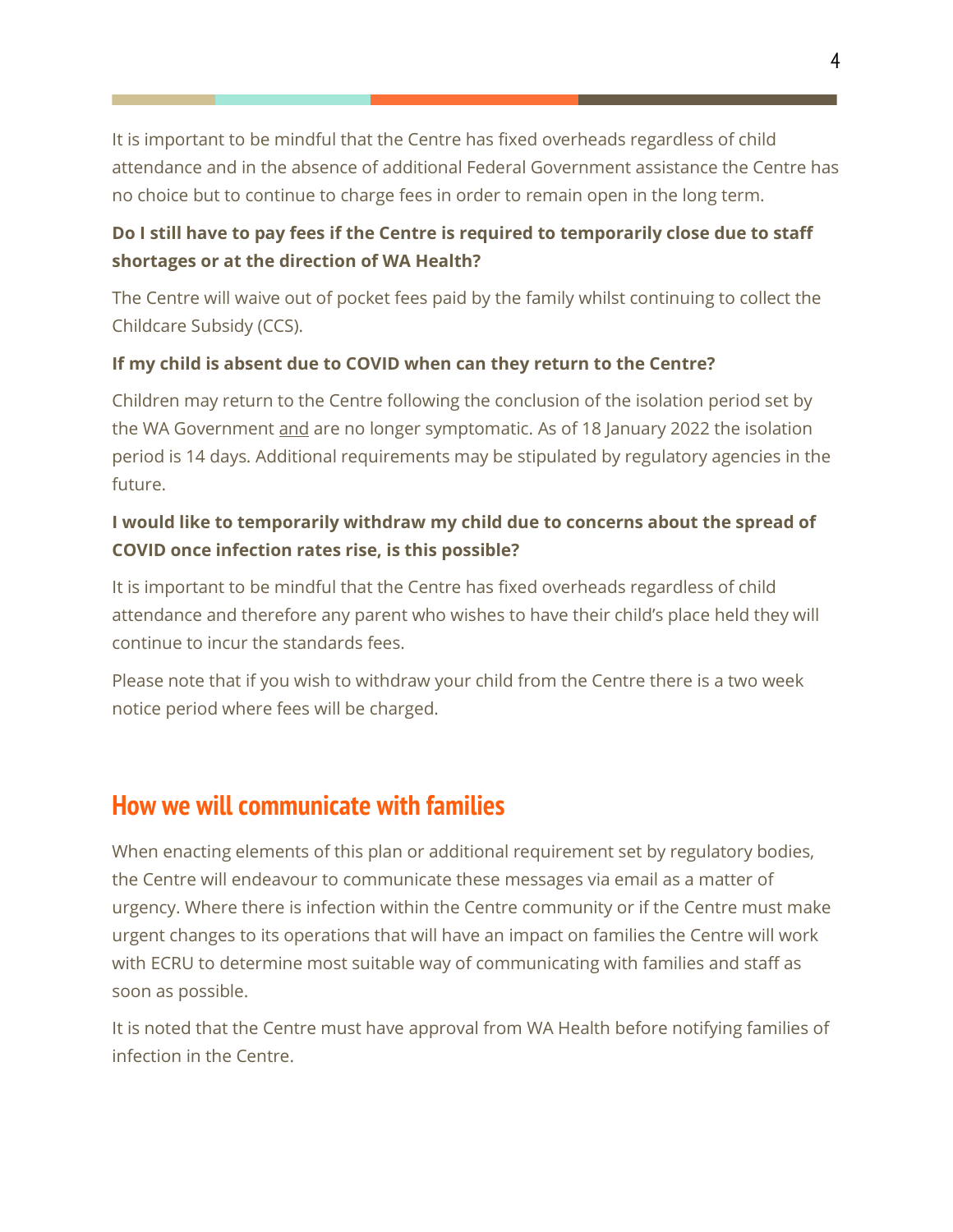It is important to be mindful that the Centre has fixed overheads regardless of child attendance and in the absence of additional Federal Government assistance the Centre has no choice but to continue to charge fees in order to remain open in the long term.

**Do I still have to pay fees if the Centre is required to temporarily close due to staff shortages or at the direction of WA Health?**

The Centre will waive out of pocket fees paid by the family whilst continuing to collect the Childcare Subsidy (CCS).

**If my child is absent due to COVID when can they return to the Centre?**

Children may return to the Centre following the conclusion of the isolation period set by the WA Government and are no longer symptomatic. As of 18 January 2022 the isolation period is 14 days. Additional requirements may be stipulated by regulatory agencies in the future.

**I would like to temporarily withdraw my child due to concerns about the spread of COVID once infection rates rise, is this possible?**

It is important to be mindful that the Centre has fixed overheads regardless of child attendance and therefore any parent who wishes to have their child's place held they will continue to incur the standards fees.

Please note that if you wish to withdraw your child from the Centre there is a two week notice period where fees will be charged.

## How we will communicate with families

When enacting elements of this plan or additional requirement set by regulatory bodies, the Centre will endeavour to communicate these messages via email as a matter of urgency. Where there is infection within the Centre community or if the Centre must make urgent changes to its operations that will have an impact on families the Centre will work with ECRU to determine most suitable way of communicating with families and staff as soon as possible.

It is noted that the Centre must have approval from WA Health before notifying families of infection in the Centre.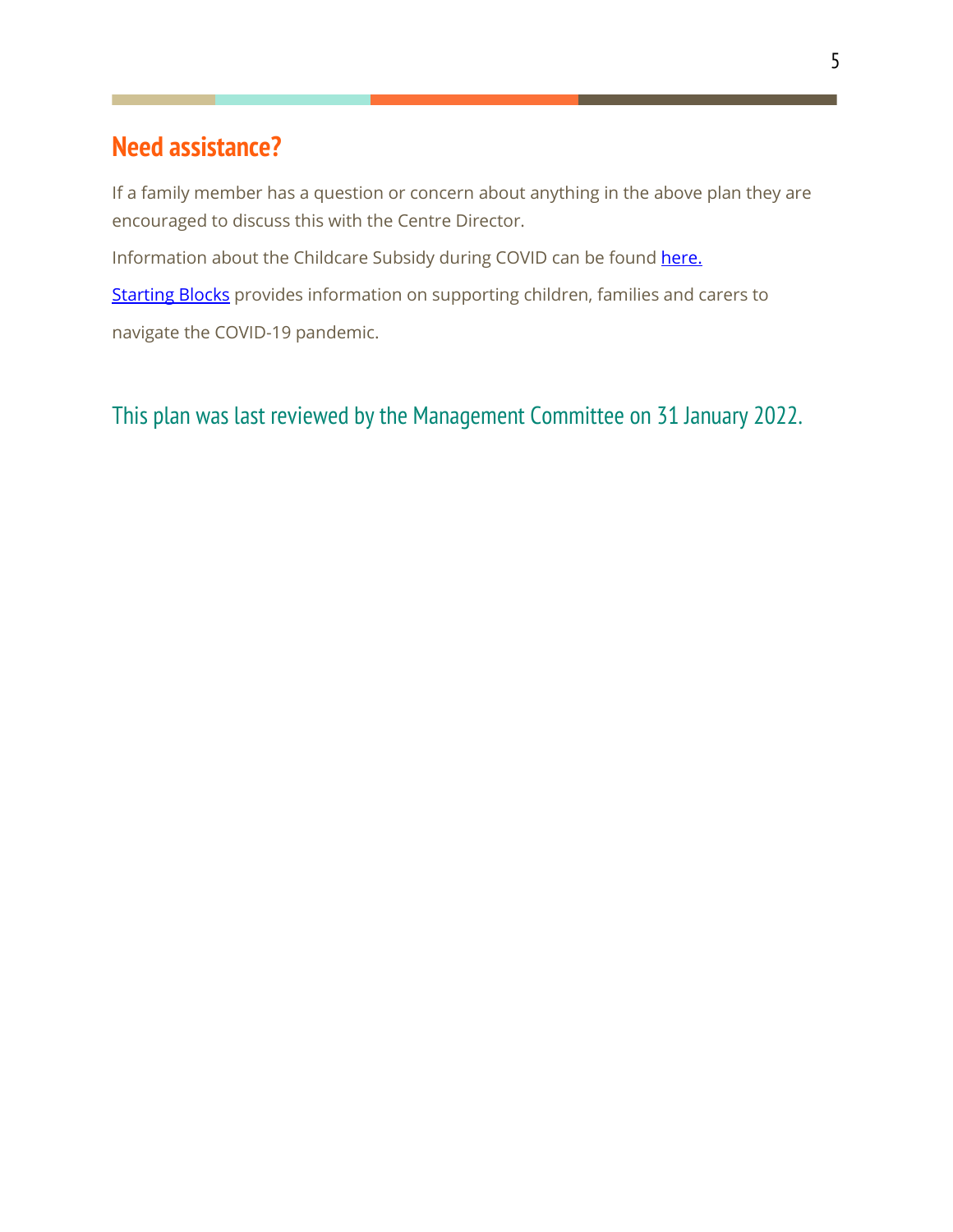## Need assistance?

If a family member has a question or concern about anything in the above plan they are encouraged to discuss this with the Centre Director.

Information about the Childcare Subsidy during COVID can be found here.

Starting Blocks provides information on supporting children, families and carers to navigate the COVID-19 pandemic.

This plan was last reviewed by the Management Committee on 31 January 2022.